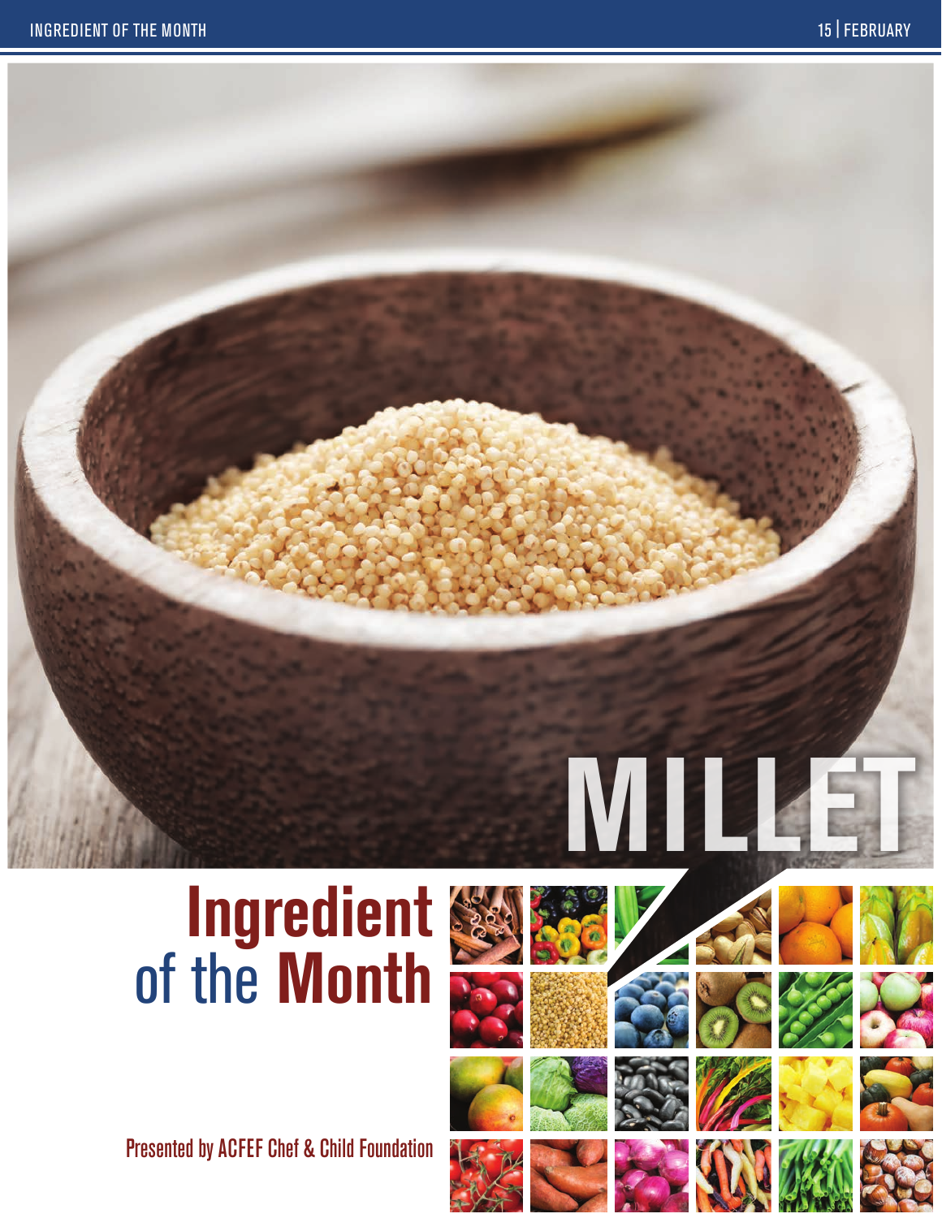# MILLET

## Ingredient of the Month

Presented by ACFEF Chef & Child Foundation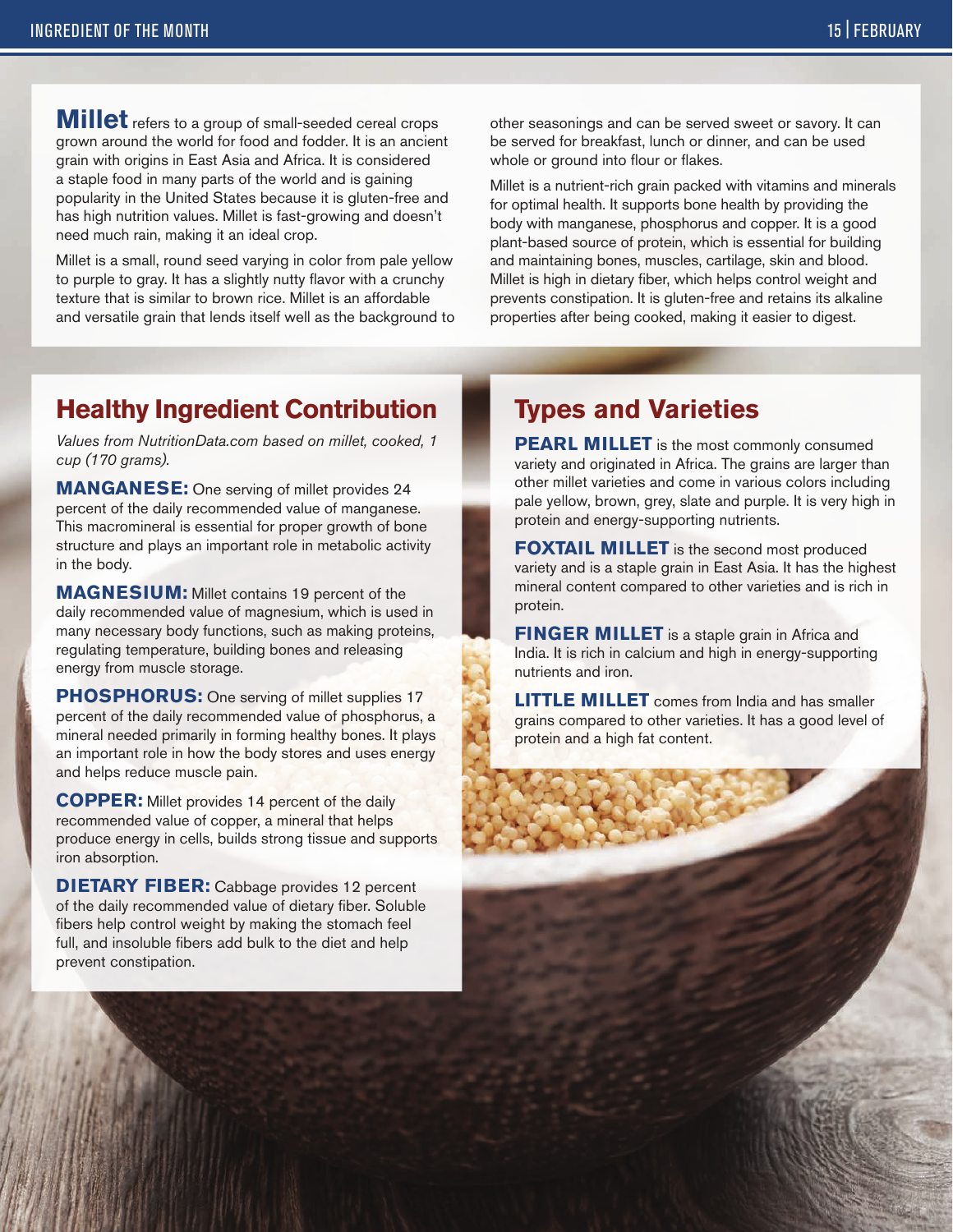**Millet** refers to a group of small-seeded cereal crops grown around the world for food and fodder. It is an ancient grain with origins in East Asia and Africa. It is considered a staple food in many parts of the world and is gaining popularity in the United States because it is gluten-free and has high nutrition values. Millet is fast-growing and doesn't need much rain, making it an ideal crop.

Millet is a small, round seed varying in color from pale yellow to purple to gray. It has a slightly nutty flavor with a crunchy texture that is similar to brown rice. Millet is an affordable and versatile grain that lends itself well as the background to other seasonings and can be served sweet or savory. It can be served for breakfast, lunch or dinner, and can be used whole or ground into flour or flakes.

Millet is a nutrient-rich grain packed with vitamins and minerals for optimal health. It supports bone health by providing the body with manganese, phosphorus and copper. It is a good plant-based source of protein, which is essential for building and maintaining bones, muscles, cartilage, skin and blood. Millet is high in dietary fiber, which helps control weight and prevents constipation. It is gluten-free and retains its alkaline properties after being cooked, making it easier to digest.

## Healthy Ingredient Contribution

*Values from NutritionData.com based on millet, cooked, 1 cup (170 grams).*

**MANGANESE:** One serving of millet provides 24 percent of the daily recommended value of manganese. This macromineral is essential for proper growth of bone structure and plays an important role in metabolic activity in the body.

**MAGNESIUM:** Millet contains 19 percent of the daily recommended value of magnesium, which is used in many necessary body functions, such as making proteins, regulating temperature, building bones and releasing energy from muscle storage.

**PHOSPHORUS:** One serving of millet supplies 17 percent of the daily recommended value of phosphorus, a mineral needed primarily in forming healthy bones. It plays an important role in how the body stores and uses energy and helps reduce muscle pain.

**COPPER:** Millet provides 14 percent of the daily recommended value of copper, a mineral that helps produce energy in cells, builds strong tissue and supports iron absorption.

**DIETARY FIBER:** Cabbage provides 12 percent of the daily recommended value of dietary fiber. Soluble fibers help control weight by making the stomach feel full, and insoluble fibers add bulk to the diet and help prevent constipation.

## Types and Varieties

**PEARL MILLET** is the most commonly consumed variety and originated in Africa. The grains are larger than other millet varieties and come in various colors including pale yellow, brown, grey, slate and purple. It is very high in protein and energy-supporting nutrients.

**FOXTAIL MILLET** is the second most produced variety and is a staple grain in East Asia. It has the highest mineral content compared to other varieties and is rich in protein.

**FINGER MILLET** is a staple grain in Africa and India. It is rich in calcium and high in energy-supporting nutrients and iron.

**LITTLE MILLET** comes from India and has smaller grains compared to other varieties. It has a good level of protein and a high fat content.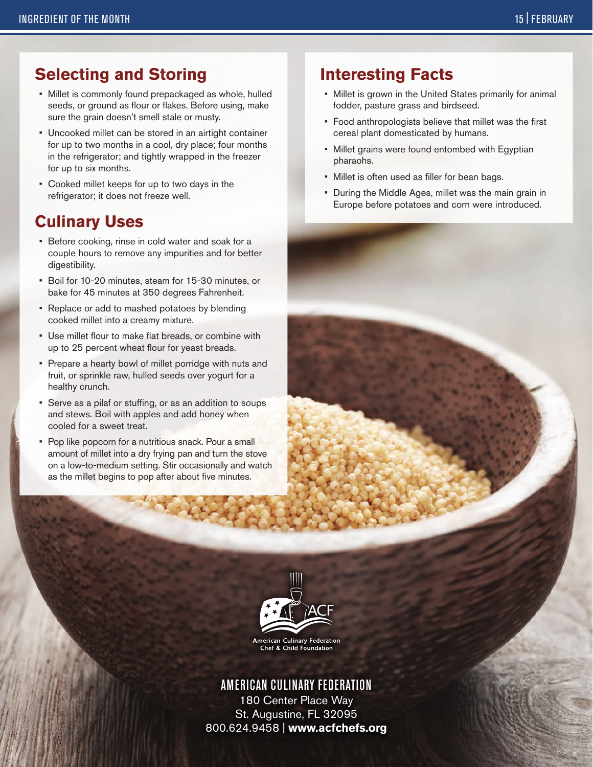## Selecting and Storing

- Millet is commonly found prepackaged as whole, hulled seeds, or ground as flour or flakes. Before using, make sure the grain doesn't smell stale or musty.
- Uncooked millet can be stored in an airtight container for up to two months in a cool, dry place; four months in the refrigerator; and tightly wrapped in the freezer for up to six months.
- Cooked millet keeps for up to two days in the refrigerator; it does not freeze well.

## Culinary Uses

- Before cooking, rinse in cold water and soak for a couple hours to remove any impurities and for better digestibility.
- Boil for 10-20 minutes, steam for 15-30 minutes, or bake for 45 minutes at 350 degrees Fahrenheit.
- Replace or add to mashed potatoes by blending cooked millet into a creamy mixture.
- Use millet flour to make flat breads, or combine with up to 25 percent wheat flour for yeast breads.
- Prepare a hearty bowl of millet porridge with nuts and fruit, or sprinkle raw, hulled seeds over yogurt for a healthy crunch.
- Serve as a pilaf or stuffing, or as an addition to soups and stews. Boil with apples and add honey when cooled for a sweet treat.
- Pop like popcorn for a nutritious snack. Pour a small amount of millet into a dry frying pan and turn the stove on a low-to-medium setting. Stir occasionally and watch as the millet begins to pop after about five minutes.

## Interesting Facts

- Millet is grown in the United States primarily for animal fodder, pasture grass and birdseed.
- Food anthropologists believe that millet was the first cereal plant domesticated by humans.
- Millet grains were found entombed with Egyptian pharaohs.
- Millet is often used as filler for bean bags.
- During the Middle Ages, millet was the main grain in Europe before potatoes and corn were introduced.

American Culinary Federation
Chef & Child Foundation

**AMERICAN CULINARY FEDERATION**
180 Center Place Way
St. Augustine, FL 32095
800.624.9458 | **www.acfchefs.org**